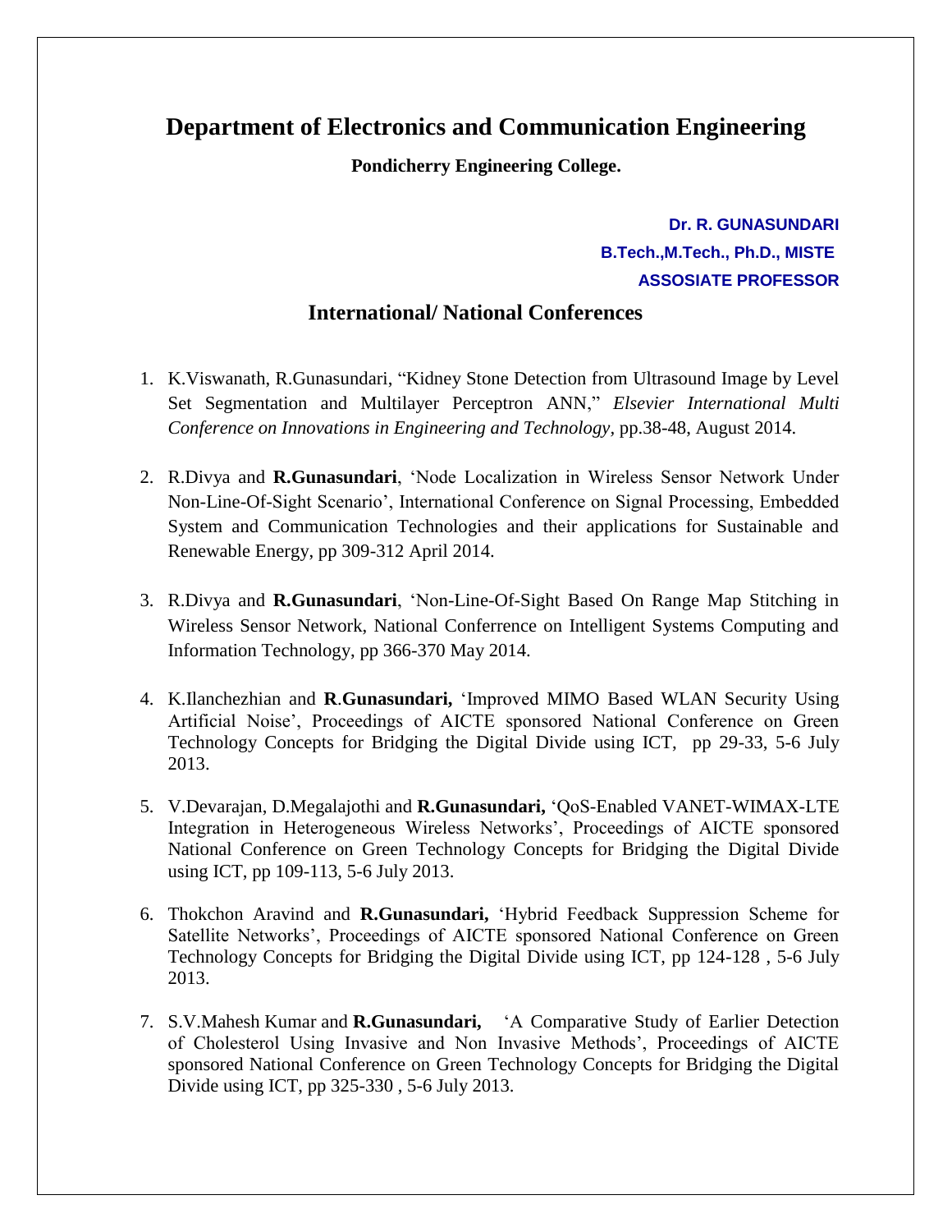# Department of Electronics and Communication Engineering

**Pondicherry Engineering College.**

**Dr. R. GUNASUNDARI**
**B.Tech.,M.Tech., Ph.D., MISTE**
**ASSOSIATE PROFESSOR**

## International/ National Conferences

1. K.Viswanath, R.Gunasundari, "Kidney Stone Detection from Ultrasound Image by Level Set Segmentation and Multilayer Perceptron ANN," *Elsevier International Multi Conference on Innovations in Engineering and Technology*, pp.38-48, August 2014.

2. R.Divya and **R.Gunasundari**, 'Node Localization in Wireless Sensor Network Under Non-Line-Of-Sight Scenario', International Conference on Signal Processing, Embedded System and Communication Technologies and their applications for Sustainable and Renewable Energy, pp 309-312 April 2014.

3. R.Divya and **R.Gunasundari**, 'Non-Line-Of-Sight Based On Range Map Stitching in Wireless Sensor Network, National Conferrence on Intelligent Systems Computing and Information Technology, pp 366-370 May 2014.

4. K.Ilanchezhian and **R**.**Gunasundari,** 'Improved MIMO Based WLAN Security Using Artificial Noise', Proceedings of AICTE sponsored National Conference on Green Technology Concepts for Bridging the Digital Divide using ICT, pp 29-33, 5-6 July 2013.

5. V.Devarajan, D.Megalajothi and **R.Gunasundari,** 'QoS-Enabled VANET-WIMAX-LTE Integration in Heterogeneous Wireless Networks', Proceedings of AICTE sponsored National Conference on Green Technology Concepts for Bridging the Digital Divide using ICT, pp 109-113, 5-6 July 2013.

6. Thokchon Aravind and **R.Gunasundari,** 'Hybrid Feedback Suppression Scheme for Satellite Networks', Proceedings of AICTE sponsored National Conference on Green Technology Concepts for Bridging the Digital Divide using ICT, pp 124-128 , 5-6 July 2013.

7. S.V.Mahesh Kumar and **R.Gunasundari,** 'A Comparative Study of Earlier Detection of Cholesterol Using Invasive and Non Invasive Methods', Proceedings of AICTE sponsored National Conference on Green Technology Concepts for Bridging the Digital Divide using ICT, pp 325-330 , 5-6 July 2013.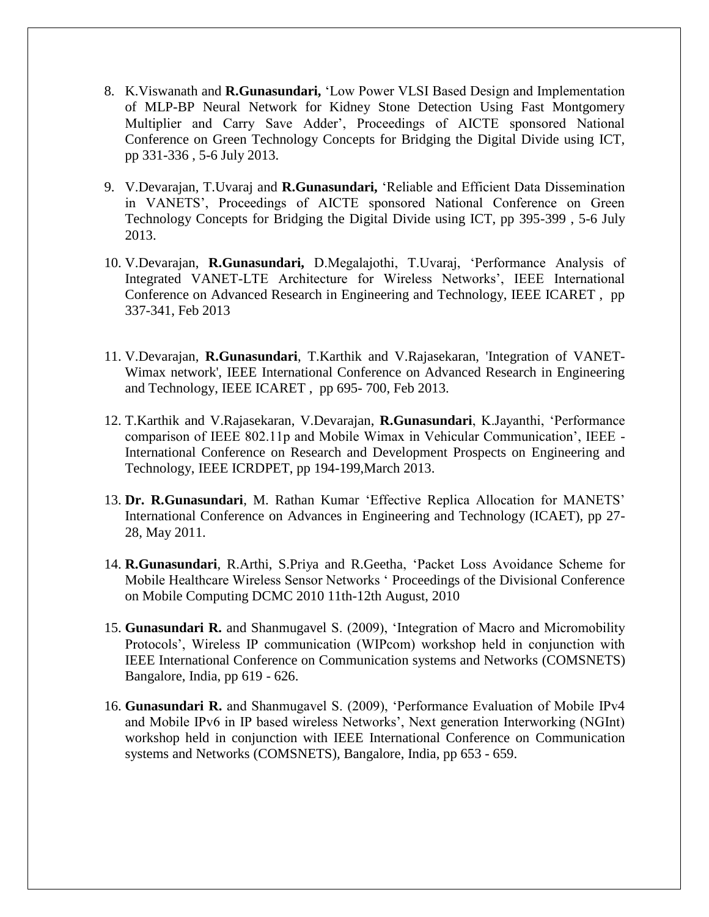8. K.Viswanath and **R.Gunasundari,** 'Low Power VLSI Based Design and Implementation of MLP-BP Neural Network for Kidney Stone Detection Using Fast Montgomery Multiplier and Carry Save Adder', Proceedings of AICTE sponsored National Conference on Green Technology Concepts for Bridging the Digital Divide using ICT, pp 331-336 , 5-6 July 2013.

9. V.Devarajan, T.Uvaraj and **R.Gunasundari,** 'Reliable and Efficient Data Dissemination in VANETS', Proceedings of AICTE sponsored National Conference on Green Technology Concepts for Bridging the Digital Divide using ICT, pp 395-399 , 5-6 July 2013.

10. V.Devarajan, **R.Gunasundari,** D.Megalajothi, T.Uvaraj, 'Performance Analysis of Integrated VANET-LTE Architecture for Wireless Networks', IEEE International Conference on Advanced Research in Engineering and Technology, IEEE ICARET , pp 337-341, Feb 2013

11. V.Devarajan, **R.Gunasundari**, T.Karthik and V.Rajasekaran, 'Integration of VANET-Wimax network', IEEE International Conference on Advanced Research in Engineering and Technology, IEEE ICARET , pp 695- 700, Feb 2013.

12. T.Karthik and V.Rajasekaran, V.Devarajan, **R.Gunasundari**, K.Jayanthi, 'Performance comparison of IEEE 802.11p and Mobile Wimax in Vehicular Communication', IEEE - International Conference on Research and Development Prospects on Engineering and Technology, IEEE ICRDPET, pp 194-199,March 2013.

13. **Dr. R.Gunasundari**, M. Rathan Kumar 'Effective Replica Allocation for MANETS' International Conference on Advances in Engineering and Technology (ICAET), pp 27-28, May 2011.

14. **R.Gunasundari**, R.Arthi, S.Priya and R.Geetha, 'Packet Loss Avoidance Scheme for Mobile Healthcare Wireless Sensor Networks ' Proceedings of the Divisional Conference on Mobile Computing DCMC 2010 11th-12th August, 2010

15. **Gunasundari R.** and Shanmugavel S. (2009), 'Integration of Macro and Micromobility Protocols', Wireless IP communication (WIPcom) workshop held in conjunction with IEEE International Conference on Communication systems and Networks (COMSNETS) Bangalore, India, pp 619 - 626.

16. **Gunasundari R.** and Shanmugavel S. (2009), 'Performance Evaluation of Mobile IPv4 and Mobile IPv6 in IP based wireless Networks', Next generation Interworking (NGInt) workshop held in conjunction with IEEE International Conference on Communication systems and Networks (COMSNETS), Bangalore, India, pp 653 - 659.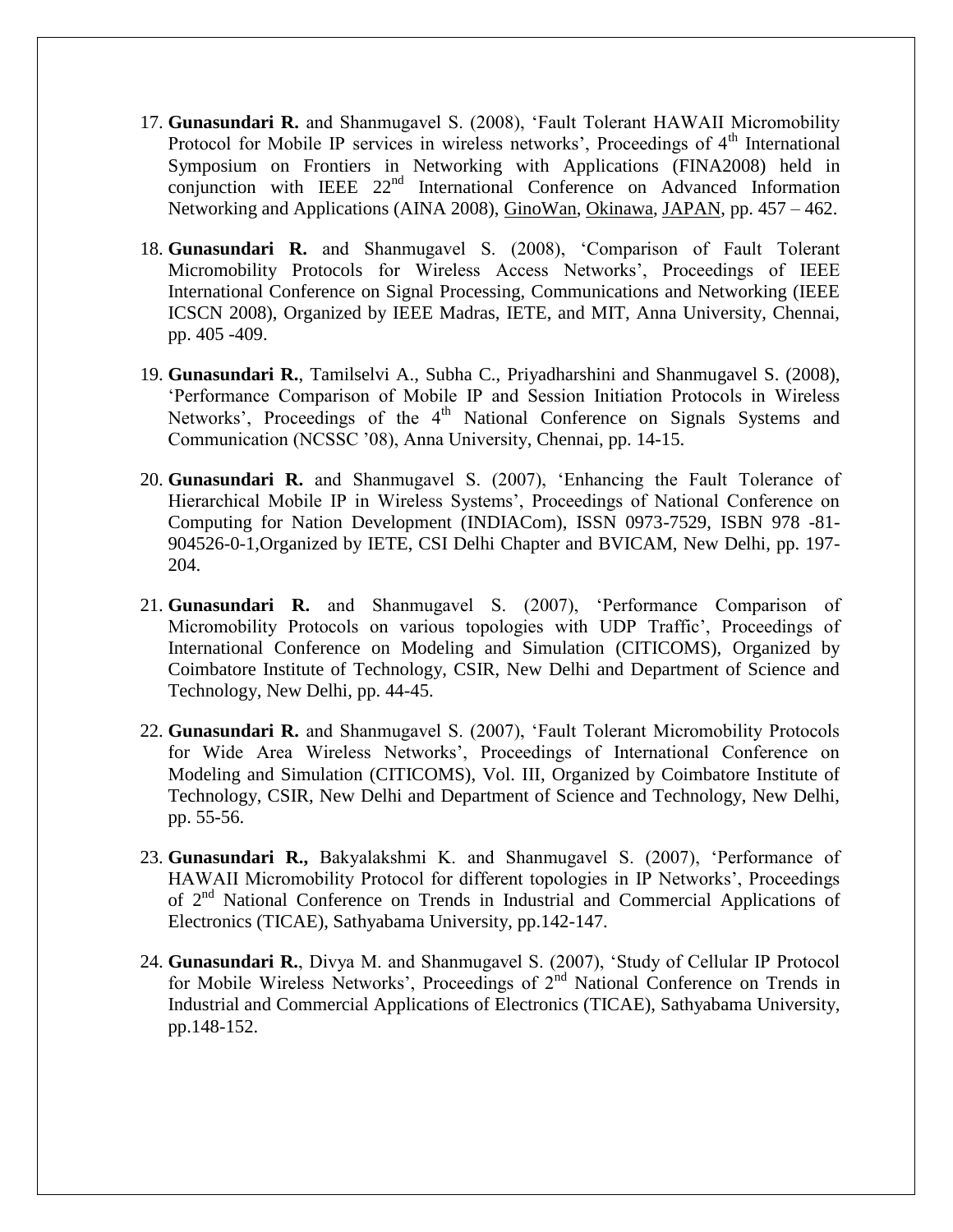17. **Gunasundari R.** and Shanmugavel S. (2008), 'Fault Tolerant HAWAII Micromobility Protocol for Mobile IP services in wireless networks', Proceedings of 4th International Symposium on Frontiers in Networking with Applications (FINA2008) held in conjunction with IEEE 22nd International Conference on Advanced Information Networking and Applications (AINA 2008), GinoWan, Okinawa, JAPAN, pp. 457 – 462.

18. **Gunasundari R.** and Shanmugavel S. (2008), 'Comparison of Fault Tolerant Micromobility Protocols for Wireless Access Networks', Proceedings of IEEE International Conference on Signal Processing, Communications and Networking (IEEE ICSCN 2008), Organized by IEEE Madras, IETE, and MIT, Anna University, Chennai, pp. 405 -409.

19. **Gunasundari R.**, Tamilselvi A., Subha C., Priyadharshini and Shanmugavel S. (2008), 'Performance Comparison of Mobile IP and Session Initiation Protocols in Wireless Networks', Proceedings of the 4th National Conference on Signals Systems and Communication (NCSSC '08), Anna University, Chennai, pp. 14-15.

20. **Gunasundari R.** and Shanmugavel S. (2007), 'Enhancing the Fault Tolerance of Hierarchical Mobile IP in Wireless Systems', Proceedings of National Conference on Computing for Nation Development (INDIACom), ISSN 0973-7529, ISBN 978 -81-904526-0-1,Organized by IETE, CSI Delhi Chapter and BVICAM, New Delhi, pp. 197-204.

21. **Gunasundari R.** and Shanmugavel S. (2007), 'Performance Comparison of Micromobility Protocols on various topologies with UDP Traffic', Proceedings of International Conference on Modeling and Simulation (CITICOMS), Organized by Coimbatore Institute of Technology, CSIR, New Delhi and Department of Science and Technology, New Delhi, pp. 44-45.

22. **Gunasundari R.** and Shanmugavel S. (2007), 'Fault Tolerant Micromobility Protocols for Wide Area Wireless Networks', Proceedings of International Conference on Modeling and Simulation (CITICOMS), Vol. III, Organized by Coimbatore Institute of Technology, CSIR, New Delhi and Department of Science and Technology, New Delhi, pp. 55-56.

23. **Gunasundari R.,** Bakyalakshmi K. and Shanmugavel S. (2007), 'Performance of HAWAII Micromobility Protocol for different topologies in IP Networks', Proceedings of 2nd National Conference on Trends in Industrial and Commercial Applications of Electronics (TICAE), Sathyabama University, pp.142-147.

24. **Gunasundari R.**, Divya M. and Shanmugavel S. (2007), 'Study of Cellular IP Protocol for Mobile Wireless Networks', Proceedings of 2nd National Conference on Trends in Industrial and Commercial Applications of Electronics (TICAE), Sathyabama University, pp.148-152.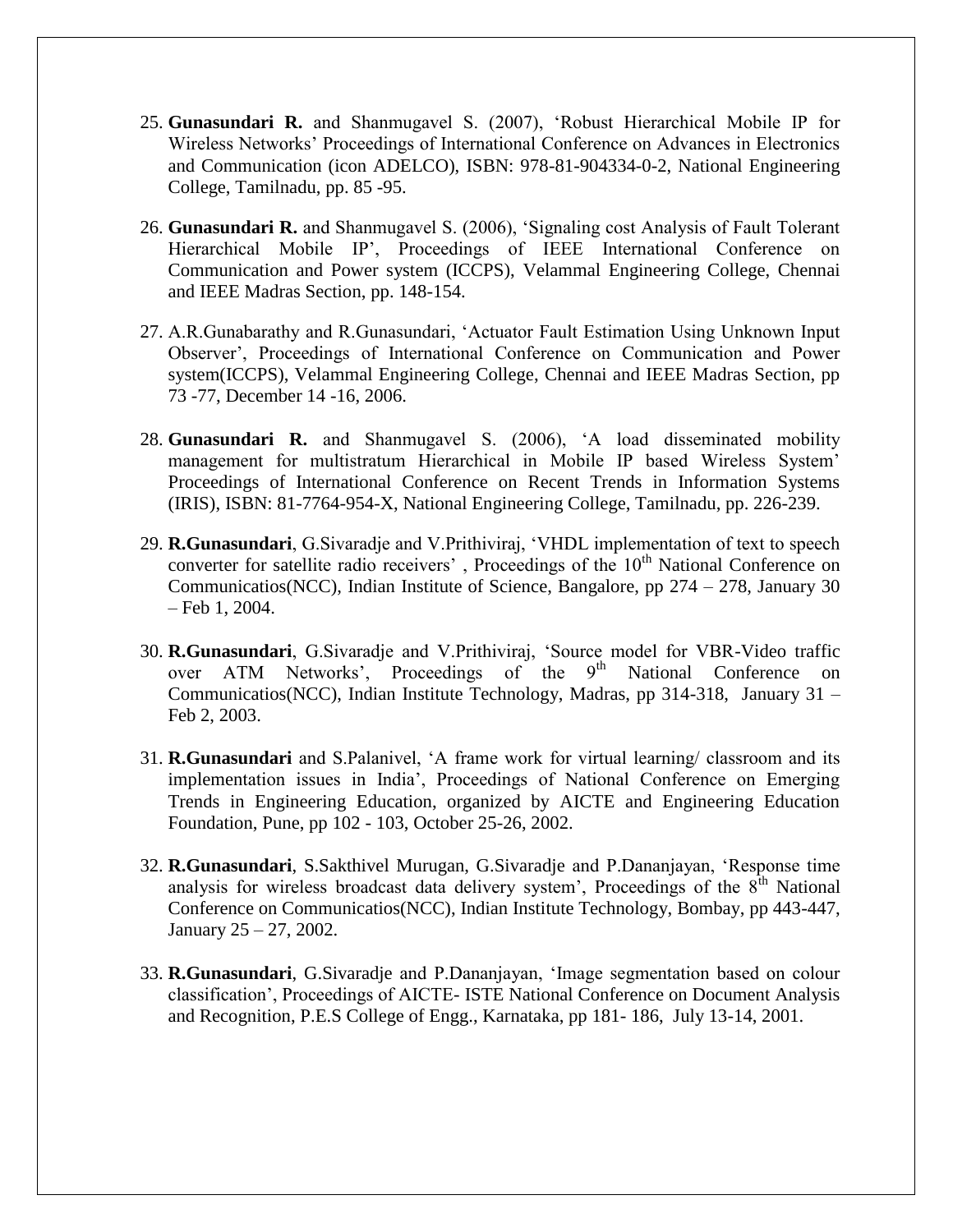25. **Gunasundari R.** and Shanmugavel S. (2007), 'Robust Hierarchical Mobile IP for Wireless Networks' Proceedings of International Conference on Advances in Electronics and Communication (icon ADELCO), ISBN: 978-81-904334-0-2, National Engineering College, Tamilnadu, pp. 85 -95.

26. **Gunasundari R.** and Shanmugavel S. (2006), 'Signaling cost Analysis of Fault Tolerant Hierarchical Mobile IP', Proceedings of IEEE International Conference on Communication and Power system (ICCPS), Velammal Engineering College, Chennai and IEEE Madras Section, pp. 148-154.

27. A.R.Gunabarathy and R.Gunasundari, 'Actuator Fault Estimation Using Unknown Input Observer', Proceedings of International Conference on Communication and Power system(ICCPS), Velammal Engineering College, Chennai and IEEE Madras Section, pp 73 -77, December 14 -16, 2006.

28. **Gunasundari R.** and Shanmugavel S. (2006), 'A load disseminated mobility management for multistratum Hierarchical in Mobile IP based Wireless System' Proceedings of International Conference on Recent Trends in Information Systems (IRIS), ISBN: 81-7764-954-X, National Engineering College, Tamilnadu, pp. 226-239.

29. **R.Gunasundari**, G.Sivaradje and V.Prithiviraj, 'VHDL implementation of text to speech converter for satellite radio receivers' , Proceedings of the 10th National Conference on Communicatios(NCC), Indian Institute of Science, Bangalore, pp 274 – 278, January 30 – Feb 1, 2004.

30. **R.Gunasundari**, G.Sivaradje and V.Prithiviraj, 'Source model for VBR-Video traffic over ATM Networks', Proceedings of the 9th National Conference on Communicatios(NCC), Indian Institute Technology, Madras, pp 314-318, January 31 – Feb 2, 2003.

31. **R.Gunasundari** and S.Palanivel, 'A frame work for virtual learning/ classroom and its implementation issues in India', Proceedings of National Conference on Emerging Trends in Engineering Education, organized by AICTE and Engineering Education Foundation, Pune, pp 102 - 103, October 25-26, 2002.

32. **R.Gunasundari**, S.Sakthivel Murugan, G.Sivaradje and P.Dananjayan, 'Response time analysis for wireless broadcast data delivery system', Proceedings of the 8th National Conference on Communicatios(NCC), Indian Institute Technology, Bombay, pp 443-447, January 25 – 27, 2002.

33. **R.Gunasundari**, G.Sivaradje and P.Dananjayan, 'Image segmentation based on colour classification', Proceedings of AICTE- ISTE National Conference on Document Analysis and Recognition, P.E.S College of Engg., Karnataka, pp 181- 186, July 13-14, 2001.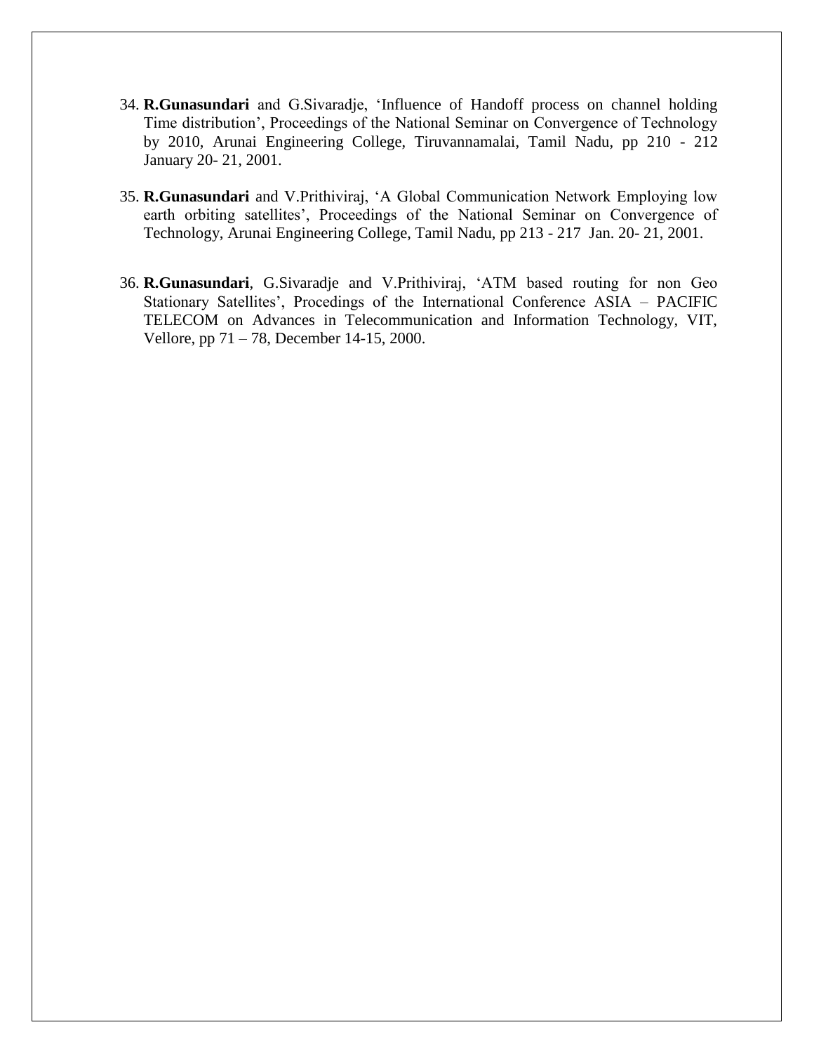34. **R.Gunasundari** and G.Sivaradje, 'Influence of Handoff process on channel holding Time distribution', Proceedings of the National Seminar on Convergence of Technology by 2010, Arunai Engineering College, Tiruvannamalai, Tamil Nadu, pp 210 - 212 January 20- 21, 2001.

35. **R.Gunasundari** and V.Prithiviraj, 'A Global Communication Network Employing low earth orbiting satellites', Proceedings of the National Seminar on Convergence of Technology, Arunai Engineering College, Tamil Nadu, pp 213 - 217 Jan. 20- 21, 2001.

36. **R.Gunasundari**, G.Sivaradje and V.Prithiviraj, 'ATM based routing for non Geo Stationary Satellites', Procedings of the International Conference ASIA – PACIFIC TELECOM on Advances in Telecommunication and Information Technology, VIT, Vellore, pp 71 – 78, December 14-15, 2000.